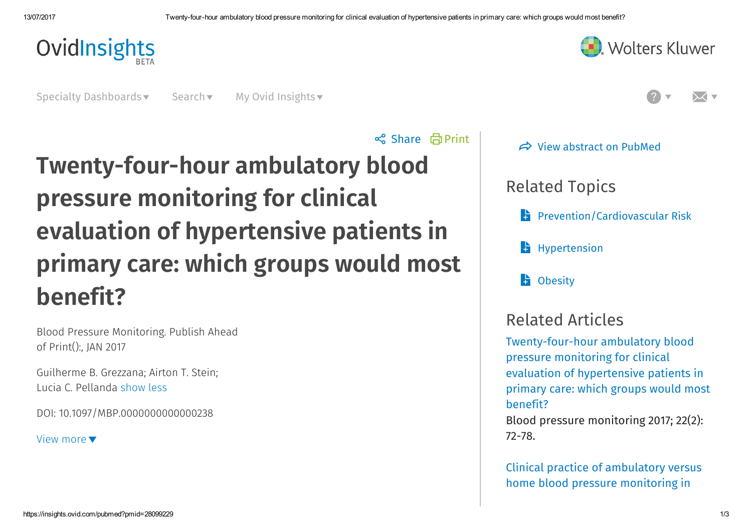OvidInsights BETA

Wolters Kluwer

Specialty Dashboards ▾ Search ▾ My Ovid Insights ▾

Share Print

# Twenty-four-hour ambulatory blood pressure monitoring for clinical evaluation of hypertensive patients in primary care: which groups would most benefit?

Blood Pressure Monitoring. Publish Ahead of Print():, JAN 2017

Guilherme B. Grezzana; Airton T. Stein; Lucia C. Pellanda show less

DOI: 10.1097/MBP.0000000000000238

View more ▼

View abstract on PubMed

## Related Topics

- Prevention/Cardiovascular Risk
- Hypertension
- Obesity

## Related Articles

Twenty-four-hour ambulatory blood pressure monitoring for clinical evaluation of hypertensive patients in primary care: which groups would most benefit?
Blood pressure monitoring 2017; 22(2): 72-78.

Clinical practice of ambulatory versus home blood pressure monitoring in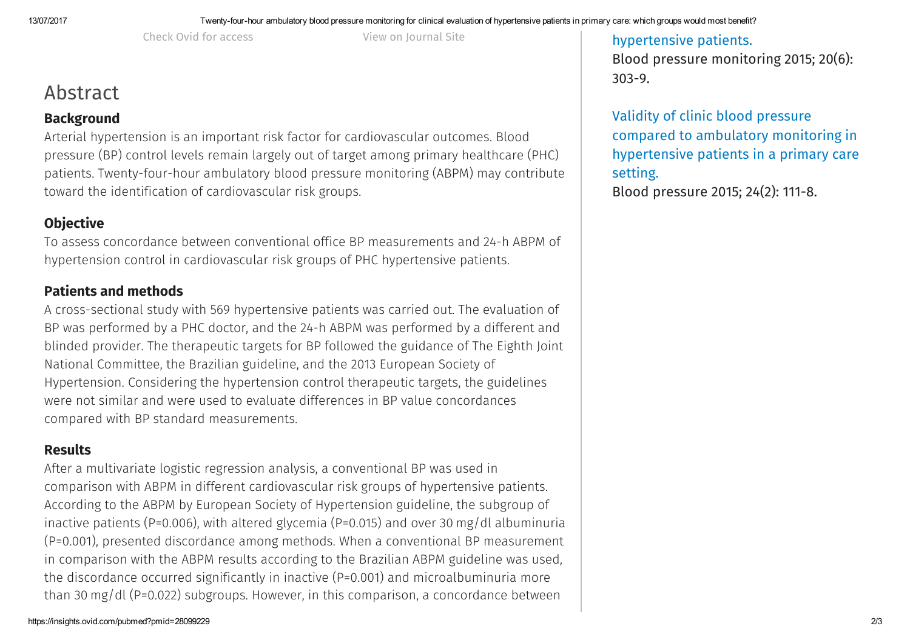Check Ovid for access

View on Journal Site

# Abstract

## Background

Arterial hypertension is an important risk factor for cardiovascular outcomes. Blood pressure (BP) control levels remain largely out of target among primary healthcare (PHC) patients. Twenty-four-hour ambulatory blood pressure monitoring (ABPM) may contribute toward the identification of cardiovascular risk groups.

## Objective

To assess concordance between conventional office BP measurements and 24-h ABPM of hypertension control in cardiovascular risk groups of PHC hypertensive patients.

## Patients and methods

A cross-sectional study with 569 hypertensive patients was carried out. The evaluation of BP was performed by a PHC doctor, and the 24-h ABPM was performed by a different and blinded provider. The therapeutic targets for BP followed the guidance of The Eighth Joint National Committee, the Brazilian guideline, and the 2013 European Society of Hypertension. Considering the hypertension control therapeutic targets, the guidelines were not similar and were used to evaluate differences in BP value concordances compared with BP standard measurements.

## Results

After a multivariate logistic regression analysis, a conventional BP was used in comparison with ABPM in different cardiovascular risk groups of hypertensive patients. According to the ABPM by European Society of Hypertension guideline, the subgroup of inactive patients ($P=0.006$), with altered glycemia ($P=0.015$) and over 30 mg/dl albuminuria ($P=0.001$), presented discordance among methods. When a conventional BP measurement in comparison with the ABPM results according to the Brazilian ABPM guideline was used, the discordance occurred significantly in inactive ($P=0.001$) and microalbuminuria more than 30 mg/dl ($P=0.022$) subgroups. However, in this comparison, a concordance between

hypertensive patients.
Blood pressure monitoring 2015; 20(6): 303-9.

Validity of clinic blood pressure compared to ambulatory monitoring in hypertensive patients in a primary care setting.
Blood pressure 2015; 24(2): 111-8.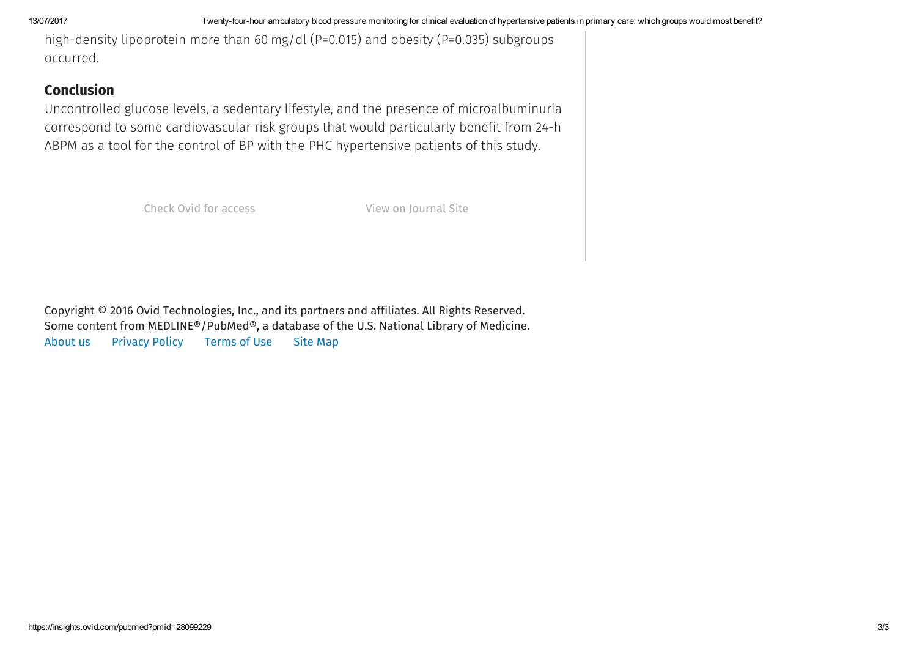high-density lipoprotein more than 60 mg/dl (P=0.015) and obesity (P=0.035) subgroups occurred.

## Conclusion

Uncontrolled glucose levels, a sedentary lifestyle, and the presence of microalbuminuria correspond to some cardiovascular risk groups that would particularly benefit from 24-h ABPM as a tool for the control of BP with the PHC hypertensive patients of this study.

Check Ovid for access    View on Journal Site

Copyright © 2016 Ovid Technologies, Inc., and its partners and affiliates. All Rights Reserved.
Some content from MEDLINE®/PubMed®, a database of the U.S. National Library of Medicine.

About us    Privacy Policy    Terms of Use    Site Map